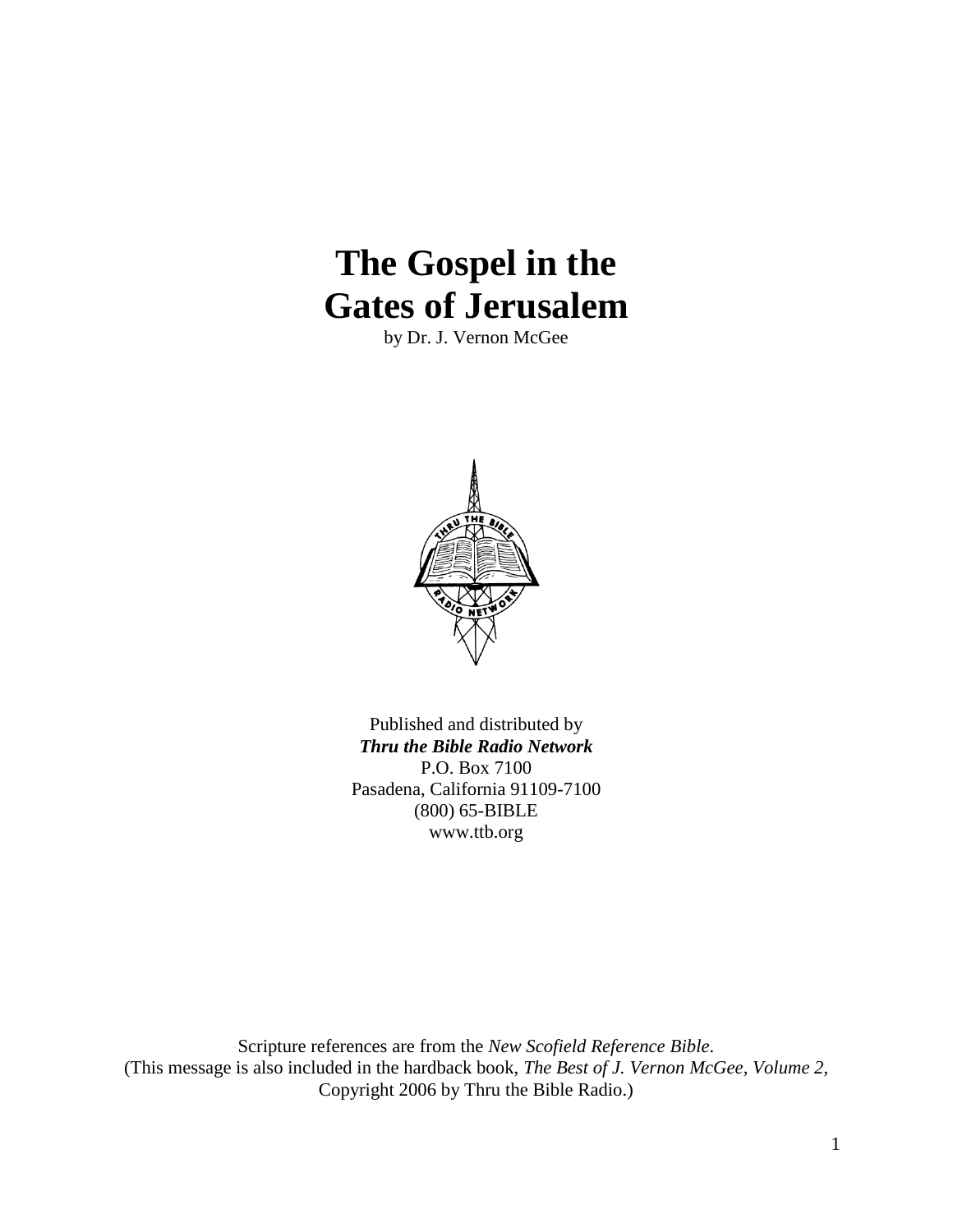# The Gospel in the Gates of Jerusalem

by Dr. J. Vernon McGee

Published and distributed by
***Thru the Bible Radio Network***
P.O. Box 7100
Pasadena, California 91109-7100
(800) 65-BIBLE
www.ttb.org

Scripture references are from the *New Scofield Reference Bible*.
(This message is also included in the hardback book, *The Best of J. Vernon McGee, Volume 2*, Copyright 2006 by Thru the Bible Radio.)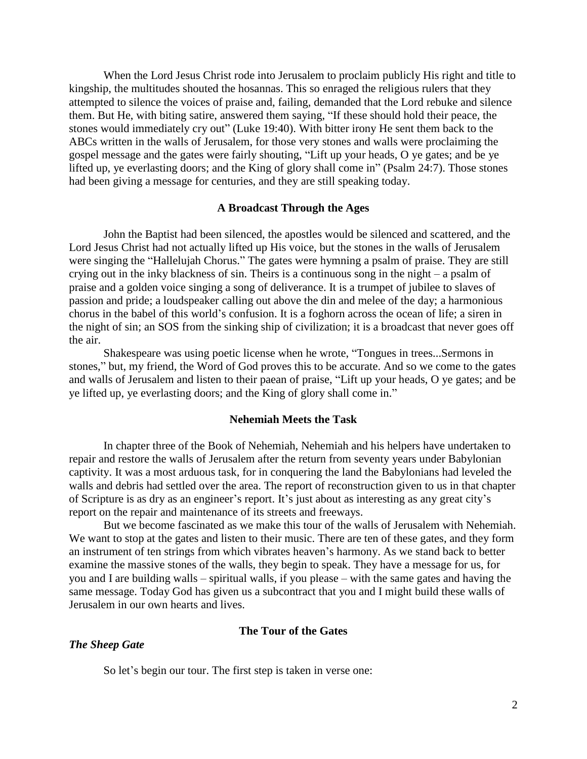When the Lord Jesus Christ rode into Jerusalem to proclaim publicly His right and title to kingship, the multitudes shouted the hosannas. This so enraged the religious rulers that they attempted to silence the voices of praise and, failing, demanded that the Lord rebuke and silence them. But He, with biting satire, answered them saying, "If these should hold their peace, the stones would immediately cry out" (Luke 19:40). With bitter irony He sent them back to the ABCs written in the walls of Jerusalem, for those very stones and walls were proclaiming the gospel message and the gates were fairly shouting, "Lift up your heads, O ye gates; and be ye lifted up, ye everlasting doors; and the King of glory shall come in" (Psalm 24:7). Those stones had been giving a message for centuries, and they are still speaking today.

## A Broadcast Through the Ages

John the Baptist had been silenced, the apostles would be silenced and scattered, and the Lord Jesus Christ had not actually lifted up His voice, but the stones in the walls of Jerusalem were singing the "Hallelujah Chorus." The gates were hymning a psalm of praise. They are still crying out in the inky blackness of sin. Theirs is a continuous song in the night – a psalm of praise and a golden voice singing a song of deliverance. It is a trumpet of jubilee to slaves of passion and pride; a loudspeaker calling out above the din and melee of the day; a harmonious chorus in the babel of this world's confusion. It is a foghorn across the ocean of life; a siren in the night of sin; an SOS from the sinking ship of civilization; it is a broadcast that never goes off the air.

Shakespeare was using poetic license when he wrote, "Tongues in trees...Sermons in stones," but, my friend, the Word of God proves this to be accurate. And so we come to the gates and walls of Jerusalem and listen to their paean of praise, "Lift up your heads, O ye gates; and be ye lifted up, ye everlasting doors; and the King of glory shall come in."

## Nehemiah Meets the Task

In chapter three of the Book of Nehemiah, Nehemiah and his helpers have undertaken to repair and restore the walls of Jerusalem after the return from seventy years under Babylonian captivity. It was a most arduous task, for in conquering the land the Babylonians had leveled the walls and debris had settled over the area. The report of reconstruction given to us in that chapter of Scripture is as dry as an engineer's report. It's just about as interesting as any great city's report on the repair and maintenance of its streets and freeways.

But we become fascinated as we make this tour of the walls of Jerusalem with Nehemiah. We want to stop at the gates and listen to their music. There are ten of these gates, and they form an instrument of ten strings from which vibrates heaven's harmony. As we stand back to better examine the massive stones of the walls, they begin to speak. They have a message for us, for you and I are building walls – spiritual walls, if you please – with the same gates and having the same message. Today God has given us a subcontract that you and I might build these walls of Jerusalem in our own hearts and lives.

## The Tour of the Gates

### *The Sheep Gate*

So let's begin our tour. The first step is taken in verse one: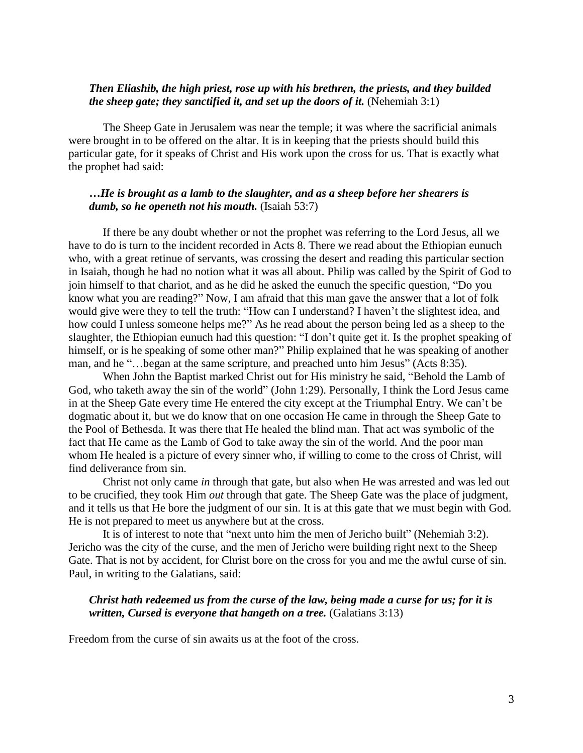***Then Eliashib, the high priest, rose up with his brethren, the priests, and they builded the sheep gate; they sanctified it, and set up the doors of it.*** (Nehemiah 3:1)

The Sheep Gate in Jerusalem was near the temple; it was where the sacrificial animals were brought in to be offered on the altar. It is in keeping that the priests should build this particular gate, for it speaks of Christ and His work upon the cross for us. That is exactly what the prophet had said:

***…He is brought as a lamb to the slaughter, and as a sheep before her shearers is dumb, so he openeth not his mouth.*** (Isaiah 53:7)

If there be any doubt whether or not the prophet was referring to the Lord Jesus, all we have to do is turn to the incident recorded in Acts 8. There we read about the Ethiopian eunuch who, with a great retinue of servants, was crossing the desert and reading this particular section in Isaiah, though he had no notion what it was all about. Philip was called by the Spirit of God to join himself to that chariot, and as he did he asked the eunuch the specific question, "Do you know what you are reading?" Now, I am afraid that this man gave the answer that a lot of folk would give were they to tell the truth: "How can I understand? I haven't the slightest idea, and how could I unless someone helps me?" As he read about the person being led as a sheep to the slaughter, the Ethiopian eunuch had this question: "I don't quite get it. Is the prophet speaking of himself, or is he speaking of some other man?" Philip explained that he was speaking of another man, and he "…began at the same scripture, and preached unto him Jesus" (Acts 8:35).

When John the Baptist marked Christ out for His ministry he said, "Behold the Lamb of God, who taketh away the sin of the world" (John 1:29). Personally, I think the Lord Jesus came in at the Sheep Gate every time He entered the city except at the Triumphal Entry. We can't be dogmatic about it, but we do know that on one occasion He came in through the Sheep Gate to the Pool of Bethesda. It was there that He healed the blind man. That act was symbolic of the fact that He came as the Lamb of God to take away the sin of the world. And the poor man whom He healed is a picture of every sinner who, if willing to come to the cross of Christ, will find deliverance from sin.

Christ not only came *in* through that gate, but also when He was arrested and was led out to be crucified, they took Him *out* through that gate. The Sheep Gate was the place of judgment, and it tells us that He bore the judgment of our sin. It is at this gate that we must begin with God. He is not prepared to meet us anywhere but at the cross.

It is of interest to note that "next unto him the men of Jericho built" (Nehemiah 3:2). Jericho was the city of the curse, and the men of Jericho were building right next to the Sheep Gate. That is not by accident, for Christ bore on the cross for you and me the awful curse of sin. Paul, in writing to the Galatians, said:

***Christ hath redeemed us from the curse of the law, being made a curse for us; for it is written, Cursed is everyone that hangeth on a tree.*** (Galatians 3:13)

Freedom from the curse of sin awaits us at the foot of the cross.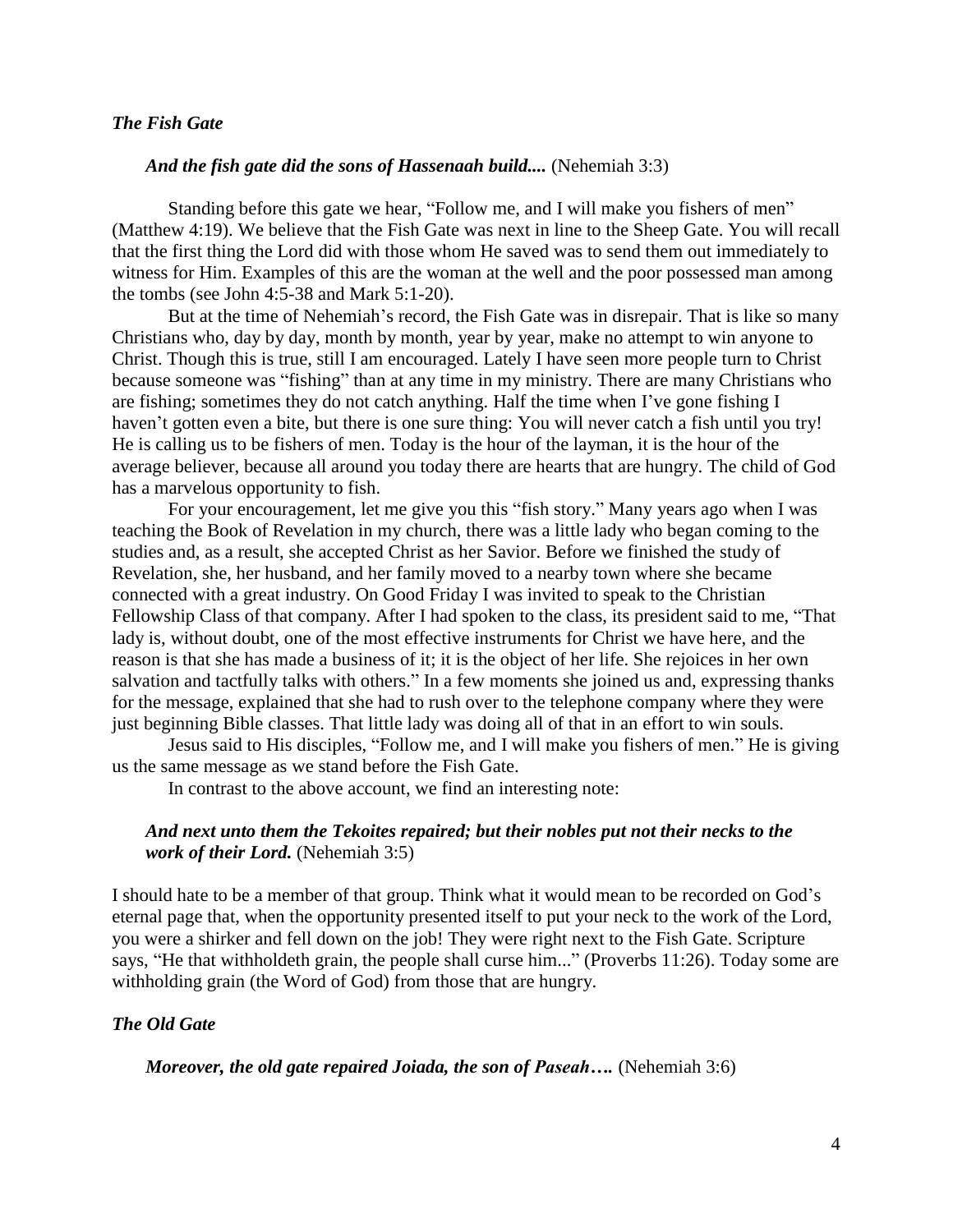### *The Fish Gate*

> ***And the fish gate did the sons of Hassenaah build....*** (Nehemiah 3:3)

Standing before this gate we hear, "Follow me, and I will make you fishers of men" (Matthew 4:19). We believe that the Fish Gate was next in line to the Sheep Gate. You will recall that the first thing the Lord did with those whom He saved was to send them out immediately to witness for Him. Examples of this are the woman at the well and the poor possessed man among the tombs (see John 4:5-38 and Mark 5:1-20).

But at the time of Nehemiah's record, the Fish Gate was in disrepair. That is like so many Christians who, day by day, month by month, year by year, make no attempt to win anyone to Christ. Though this is true, still I am encouraged. Lately I have seen more people turn to Christ because someone was "fishing" than at any time in my ministry. There are many Christians who are fishing; sometimes they do not catch anything. Half the time when I've gone fishing I haven't gotten even a bite, but there is one sure thing: You will never catch a fish until you try! He is calling us to be fishers of men. Today is the hour of the layman, it is the hour of the average believer, because all around you today there are hearts that are hungry. The child of God has a marvelous opportunity to fish.

For your encouragement, let me give you this "fish story." Many years ago when I was teaching the Book of Revelation in my church, there was a little lady who began coming to the studies and, as a result, she accepted Christ as her Savior. Before we finished the study of Revelation, she, her husband, and her family moved to a nearby town where she became connected with a great industry. On Good Friday I was invited to speak to the Christian Fellowship Class of that company. After I had spoken to the class, its president said to me, "That lady is, without doubt, one of the most effective instruments for Christ we have here, and the reason is that she has made a business of it; it is the object of her life. She rejoices in her own salvation and tactfully talks with others." In a few moments she joined us and, expressing thanks for the message, explained that she had to rush over to the telephone company where they were just beginning Bible classes. That little lady was doing all of that in an effort to win souls.

Jesus said to His disciples, "Follow me, and I will make you fishers of men." He is giving us the same message as we stand before the Fish Gate.

In contrast to the above account, we find an interesting note:

> ***And next unto them the Tekoites repaired; but their nobles put not their necks to the work of their Lord.*** (Nehemiah 3:5)

I should hate to be a member of that group. Think what it would mean to be recorded on God's eternal page that, when the opportunity presented itself to put your neck to the work of the Lord, you were a shirker and fell down on the job! They were right next to the Fish Gate. Scripture says, "He that withholdeth grain, the people shall curse him..." (Proverbs 11:26). Today some are withholding grain (the Word of God) from those that are hungry.

### *The Old Gate*

> ***Moreover, the old gate repaired Joiada, the son of Paseah….*** (Nehemiah 3:6)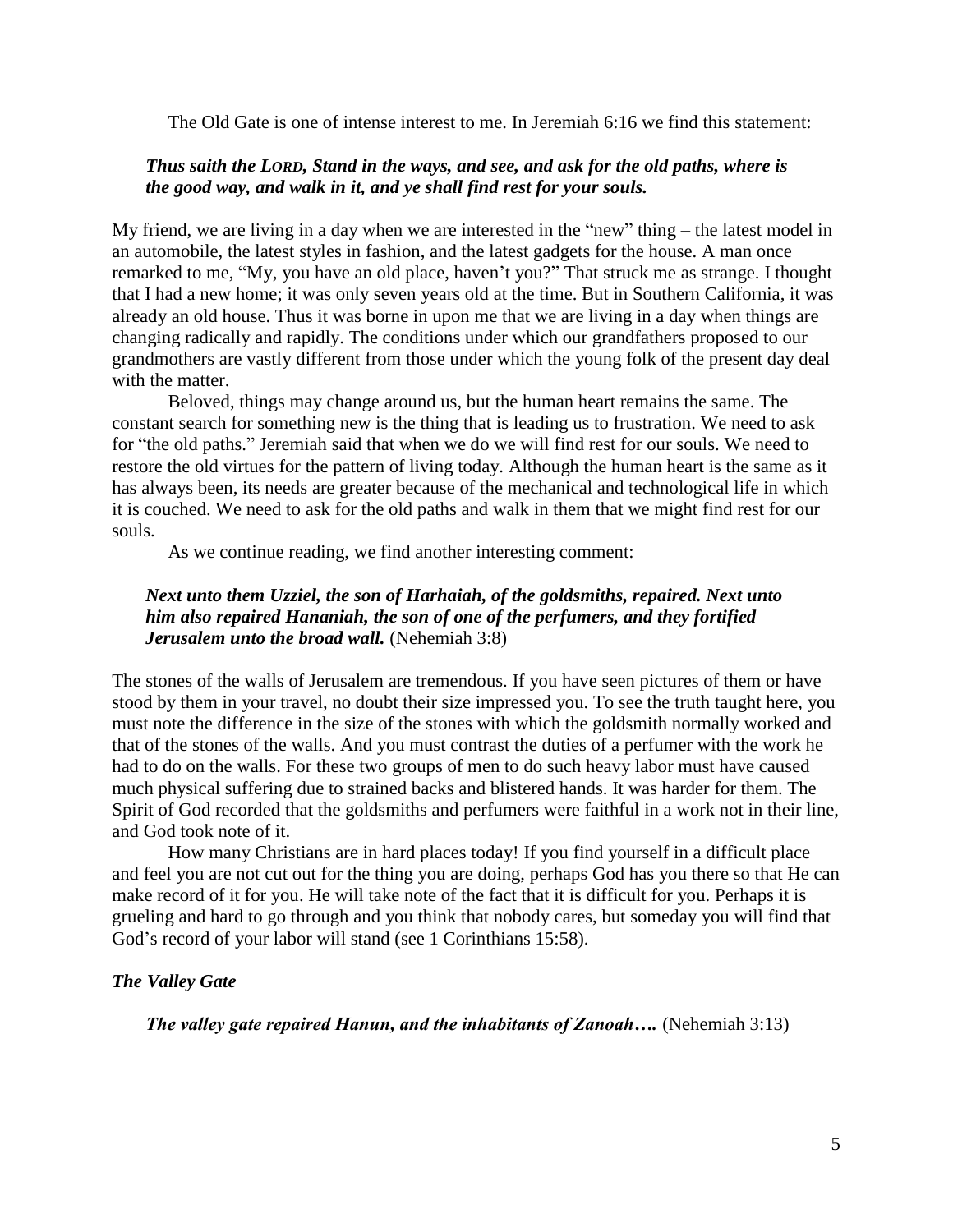The Old Gate is one of intense interest to me. In Jeremiah 6:16 we find this statement:

> ***Thus saith the LORD, Stand in the ways, and see, and ask for the old paths, where is the good way, and walk in it, and ye shall find rest for your souls.***

My friend, we are living in a day when we are interested in the "new" thing – the latest model in an automobile, the latest styles in fashion, and the latest gadgets for the house. A man once remarked to me, "My, you have an old place, haven't you?" That struck me as strange. I thought that I had a new home; it was only seven years old at the time. But in Southern California, it was already an old house. Thus it was borne in upon me that we are living in a day when things are changing radically and rapidly. The conditions under which our grandfathers proposed to our grandmothers are vastly different from those under which the young folk of the present day deal with the matter.

Beloved, things may change around us, but the human heart remains the same. The constant search for something new is the thing that is leading us to frustration. We need to ask for "the old paths." Jeremiah said that when we do we will find rest for our souls. We need to restore the old virtues for the pattern of living today. Although the human heart is the same as it has always been, its needs are greater because of the mechanical and technological life in which it is couched. We need to ask for the old paths and walk in them that we might find rest for our souls.

As we continue reading, we find another interesting comment:

> ***Next unto them Uzziel, the son of Harhaiah, of the goldsmiths, repaired. Next unto him also repaired Hananiah, the son of one of the perfumers, and they fortified Jerusalem unto the broad wall.*** (Nehemiah 3:8)

The stones of the walls of Jerusalem are tremendous. If you have seen pictures of them or have stood by them in your travel, no doubt their size impressed you. To see the truth taught here, you must note the difference in the size of the stones with which the goldsmith normally worked and that of the stones of the walls. And you must contrast the duties of a perfumer with the work he had to do on the walls. For these two groups of men to do such heavy labor must have caused much physical suffering due to strained backs and blistered hands. It was harder for them. The Spirit of God recorded that the goldsmiths and perfumers were faithful in a work not in their line, and God took note of it.

How many Christians are in hard places today! If you find yourself in a difficult place and feel you are not cut out for the thing you are doing, perhaps God has you there so that He can make record of it for you. He will take note of the fact that it is difficult for you. Perhaps it is grueling and hard to go through and you think that nobody cares, but someday you will find that God's record of your labor will stand (see 1 Corinthians 15:58).

### *The Valley Gate*

> ***The valley gate repaired Hanun, and the inhabitants of Zanoah….*** (Nehemiah 3:13)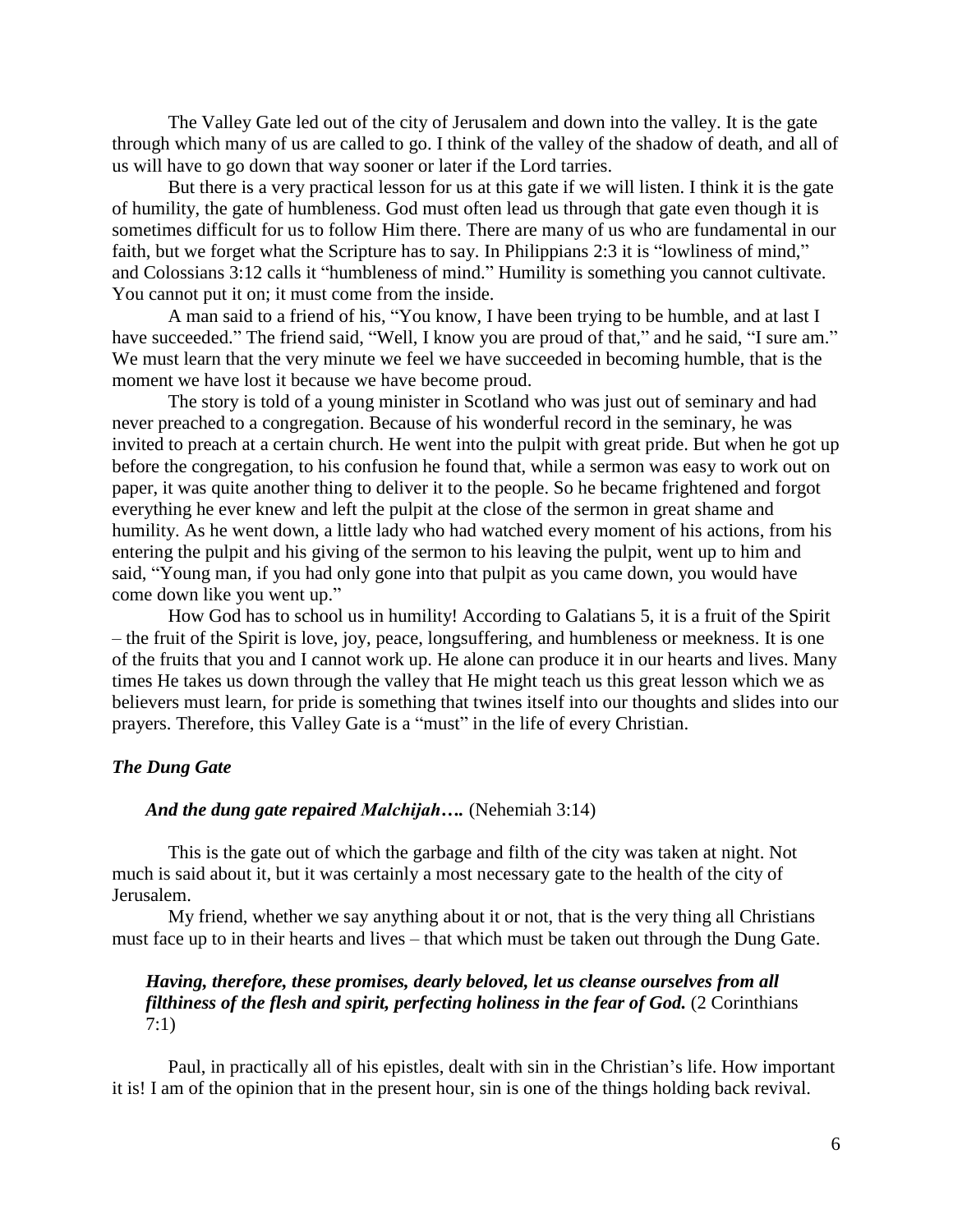The Valley Gate led out of the city of Jerusalem and down into the valley. It is the gate through which many of us are called to go. I think of the valley of the shadow of death, and all of us will have to go down that way sooner or later if the Lord tarries.

But there is a very practical lesson for us at this gate if we will listen. I think it is the gate of humility, the gate of humbleness. God must often lead us through that gate even though it is sometimes difficult for us to follow Him there. There are many of us who are fundamental in our faith, but we forget what the Scripture has to say. In Philippians 2:3 it is "lowliness of mind," and Colossians 3:12 calls it "humbleness of mind." Humility is something you cannot cultivate. You cannot put it on; it must come from the inside.

A man said to a friend of his, "You know, I have been trying to be humble, and at last I have succeeded." The friend said, "Well, I know you are proud of that," and he said, "I sure am." We must learn that the very minute we feel we have succeeded in becoming humble, that is the moment we have lost it because we have become proud.

The story is told of a young minister in Scotland who was just out of seminary and had never preached to a congregation. Because of his wonderful record in the seminary, he was invited to preach at a certain church. He went into the pulpit with great pride. But when he got up before the congregation, to his confusion he found that, while a sermon was easy to work out on paper, it was quite another thing to deliver it to the people. So he became frightened and forgot everything he ever knew and left the pulpit at the close of the sermon in great shame and humility. As he went down, a little lady who had watched every moment of his actions, from his entering the pulpit and his giving of the sermon to his leaving the pulpit, went up to him and said, "Young man, if you had only gone into that pulpit as you came down, you would have come down like you went up."

How God has to school us in humility! According to Galatians 5, it is a fruit of the Spirit – the fruit of the Spirit is love, joy, peace, longsuffering, and humbleness or meekness. It is one of the fruits that you and I cannot work up. He alone can produce it in our hearts and lives. Many times He takes us down through the valley that He might teach us this great lesson which we as believers must learn, for pride is something that twines itself into our thoughts and slides into our prayers. Therefore, this Valley Gate is a "must" in the life of every Christian.

### *The Dung Gate*

> ***And the dung gate repaired Malchijah….*** (Nehemiah 3:14)

This is the gate out of which the garbage and filth of the city was taken at night. Not much is said about it, but it was certainly a most necessary gate to the health of the city of Jerusalem.

My friend, whether we say anything about it or not, that is the very thing all Christians must face up to in their hearts and lives – that which must be taken out through the Dung Gate.

> ***Having, therefore, these promises, dearly beloved, let us cleanse ourselves from all filthiness of the flesh and spirit, perfecting holiness in the fear of God.*** (2 Corinthians 7:1)

Paul, in practically all of his epistles, dealt with sin in the Christian's life. How important it is! I am of the opinion that in the present hour, sin is one of the things holding back revival.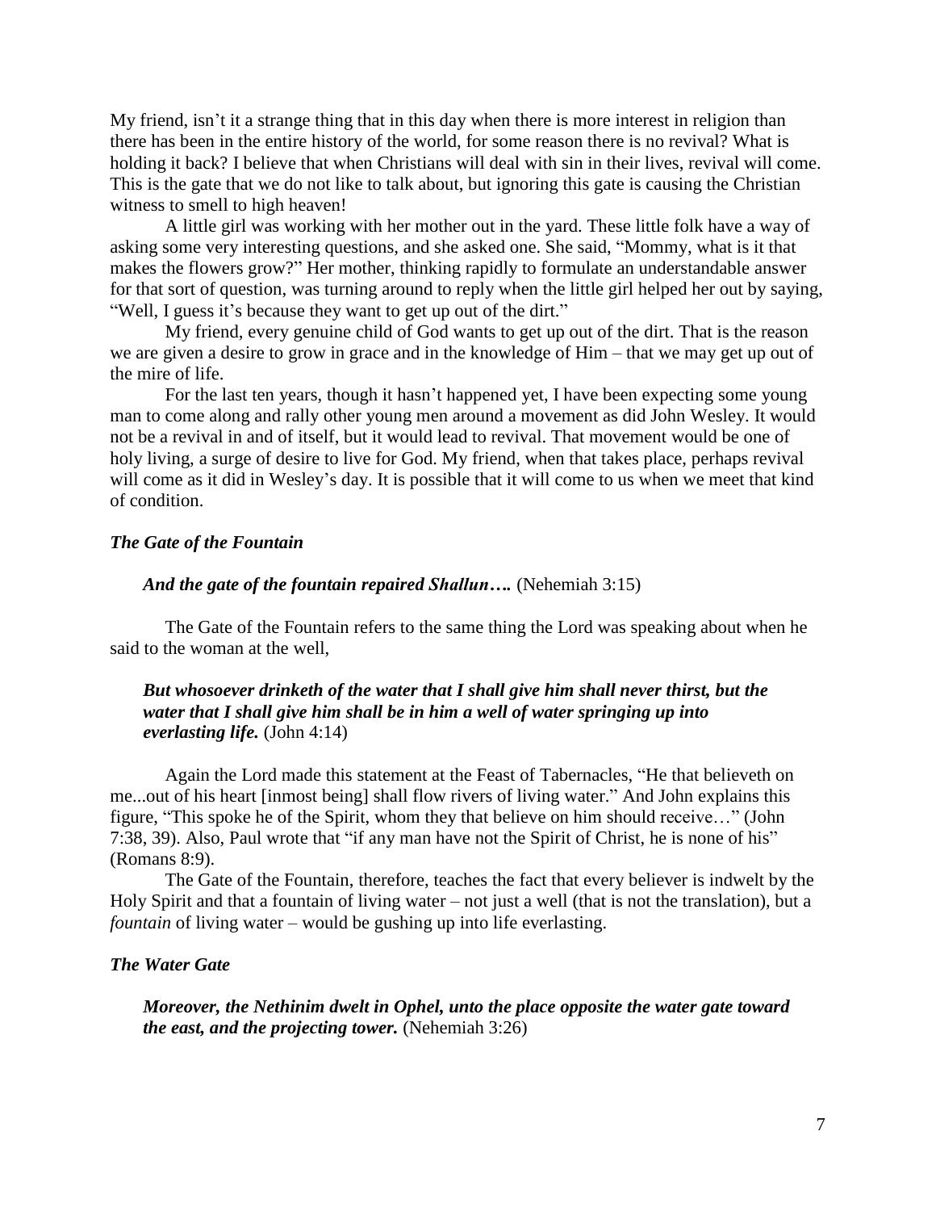My friend, isn't it a strange thing that in this day when there is more interest in religion than there has been in the entire history of the world, for some reason there is no revival? What is holding it back? I believe that when Christians will deal with sin in their lives, revival will come. This is the gate that we do not like to talk about, but ignoring this gate is causing the Christian witness to smell to high heaven!

A little girl was working with her mother out in the yard. These little folk have a way of asking some very interesting questions, and she asked one. She said, "Mommy, what is it that makes the flowers grow?" Her mother, thinking rapidly to formulate an understandable answer for that sort of question, was turning around to reply when the little girl helped her out by saying, "Well, I guess it's because they want to get up out of the dirt."

My friend, every genuine child of God wants to get up out of the dirt. That is the reason we are given a desire to grow in grace and in the knowledge of Him – that we may get up out of the mire of life.

For the last ten years, though it hasn't happened yet, I have been expecting some young man to come along and rally other young men around a movement as did John Wesley. It would not be a revival in and of itself, but it would lead to revival. That movement would be one of holy living, a surge of desire to live for God. My friend, when that takes place, perhaps revival will come as it did in Wesley's day. It is possible that it will come to us when we meet that kind of condition.

### *The Gate of the Fountain*

> ***And the gate of the fountain repaired Shallun….*** (Nehemiah 3:15)

The Gate of the Fountain refers to the same thing the Lord was speaking about when he said to the woman at the well,

> ***But whosoever drinketh of the water that I shall give him shall never thirst, but the water that I shall give him shall be in him a well of water springing up into everlasting life.*** (John 4:14)

Again the Lord made this statement at the Feast of Tabernacles, "He that believeth on me...out of his heart [inmost being] shall flow rivers of living water." And John explains this figure, "This spoke he of the Spirit, whom they that believe on him should receive…" (John 7:38, 39). Also, Paul wrote that "if any man have not the Spirit of Christ, he is none of his" (Romans 8:9).

The Gate of the Fountain, therefore, teaches the fact that every believer is indwelt by the Holy Spirit and that a fountain of living water – not just a well (that is not the translation), but a *fountain* of living water – would be gushing up into life everlasting.

### *The Water Gate*

> ***Moreover, the Nethinim dwelt in Ophel, unto the place opposite the water gate toward the east, and the projecting tower.*** (Nehemiah 3:26)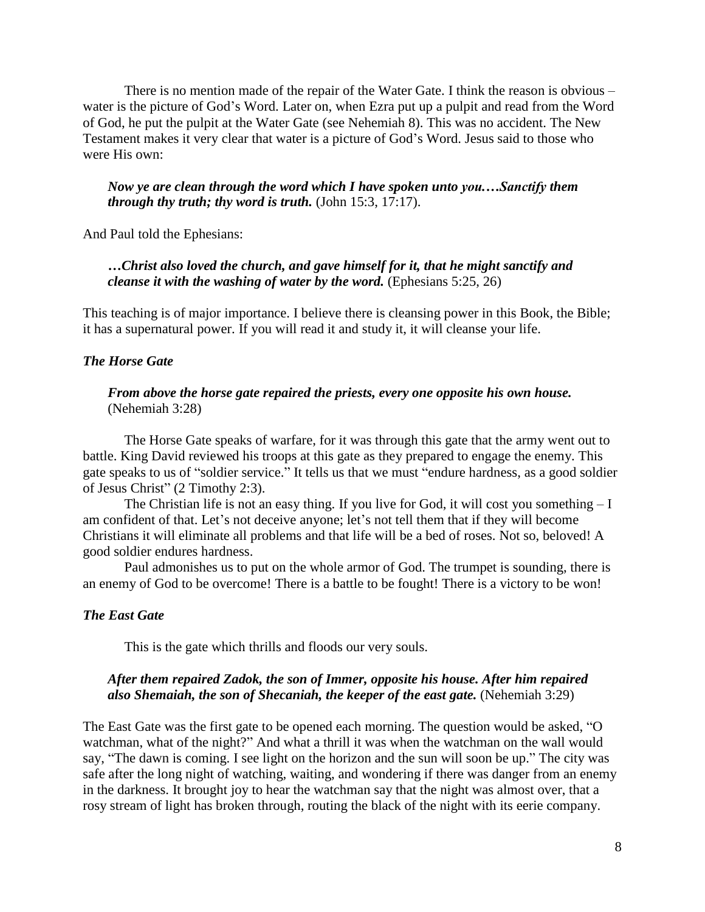There is no mention made of the repair of the Water Gate. I think the reason is obvious – water is the picture of God's Word. Later on, when Ezra put up a pulpit and read from the Word of God, he put the pulpit at the Water Gate (see Nehemiah 8). This was no accident. The New Testament makes it very clear that water is a picture of God's Word. Jesus said to those who were His own:

> ***Now ye are clean through the word which I have spoken unto you….Sanctify them through thy truth; thy word is truth.*** (John 15:3, 17:17).

And Paul told the Ephesians:

> ***…Christ also loved the church, and gave himself for it, that he might sanctify and cleanse it with the washing of water by the word.*** (Ephesians 5:25, 26)

This teaching is of major importance. I believe there is cleansing power in this Book, the Bible; it has a supernatural power. If you will read it and study it, it will cleanse your life.

### *The Horse Gate*

> ***From above the horse gate repaired the priests, every one opposite his own house.*** (Nehemiah 3:28)

The Horse Gate speaks of warfare, for it was through this gate that the army went out to battle. King David reviewed his troops at this gate as they prepared to engage the enemy. This gate speaks to us of "soldier service." It tells us that we must "endure hardness, as a good soldier of Jesus Christ" (2 Timothy 2:3).

The Christian life is not an easy thing. If you live for God, it will cost you something – I am confident of that. Let's not deceive anyone; let's not tell them that if they will become Christians it will eliminate all problems and that life will be a bed of roses. Not so, beloved! A good soldier endures hardness.

Paul admonishes us to put on the whole armor of God. The trumpet is sounding, there is an enemy of God to be overcome! There is a battle to be fought! There is a victory to be won!

### *The East Gate*

This is the gate which thrills and floods our very souls.

> ***After them repaired Zadok, the son of Immer, opposite his house. After him repaired also Shemaiah, the son of Shecaniah, the keeper of the east gate.*** (Nehemiah 3:29)

The East Gate was the first gate to be opened each morning. The question would be asked, "O watchman, what of the night?" And what a thrill it was when the watchman on the wall would say, "The dawn is coming. I see light on the horizon and the sun will soon be up." The city was safe after the long night of watching, waiting, and wondering if there was danger from an enemy in the darkness. It brought joy to hear the watchman say that the night was almost over, that a rosy stream of light has broken through, routing the black of the night with its eerie company.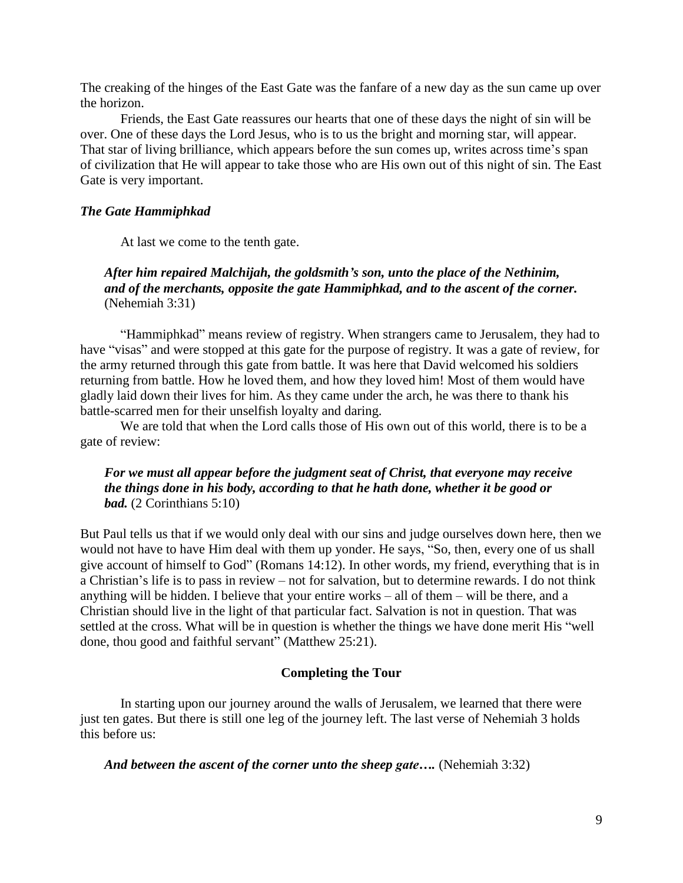The creaking of the hinges of the East Gate was the fanfare of a new day as the sun came up over the horizon.

Friends, the East Gate reassures our hearts that one of these days the night of sin will be over. One of these days the Lord Jesus, who is to us the bright and morning star, will appear. That star of living brilliance, which appears before the sun comes up, writes across time's span of civilization that He will appear to take those who are His own out of this night of sin. The East Gate is very important.

### *The Gate Hammiphkad*

At last we come to the tenth gate.

> ***After him repaired Malchijah, the goldsmith's son, unto the place of the Nethinim, and of the merchants, opposite the gate Hammiphkad, and to the ascent of the corner.*** (Nehemiah 3:31)

"Hammiphkad" means review of registry. When strangers came to Jerusalem, they had to have "visas" and were stopped at this gate for the purpose of registry. It was a gate of review, for the army returned through this gate from battle. It was here that David welcomed his soldiers returning from battle. How he loved them, and how they loved him! Most of them would have gladly laid down their lives for him. As they came under the arch, he was there to thank his battle-scarred men for their unselfish loyalty and daring.

We are told that when the Lord calls those of His own out of this world, there is to be a gate of review:

> ***For we must all appear before the judgment seat of Christ, that everyone may receive the things done in his body, according to that he hath done, whether it be good or bad.*** (2 Corinthians 5:10)

But Paul tells us that if we would only deal with our sins and judge ourselves down here, then we would not have to have Him deal with them up yonder. He says, "So, then, every one of us shall give account of himself to God" (Romans 14:12). In other words, my friend, everything that is in a Christian's life is to pass in review – not for salvation, but to determine rewards. I do not think anything will be hidden. I believe that your entire works – all of them – will be there, and a Christian should live in the light of that particular fact. Salvation is not in question. That was settled at the cross. What will be in question is whether the things we have done merit His "well done, thou good and faithful servant" (Matthew 25:21).

## Completing the Tour

In starting upon our journey around the walls of Jerusalem, we learned that there were just ten gates. But there is still one leg of the journey left. The last verse of Nehemiah 3 holds this before us:

> ***And between the ascent of the corner unto the sheep gate….*** (Nehemiah 3:32)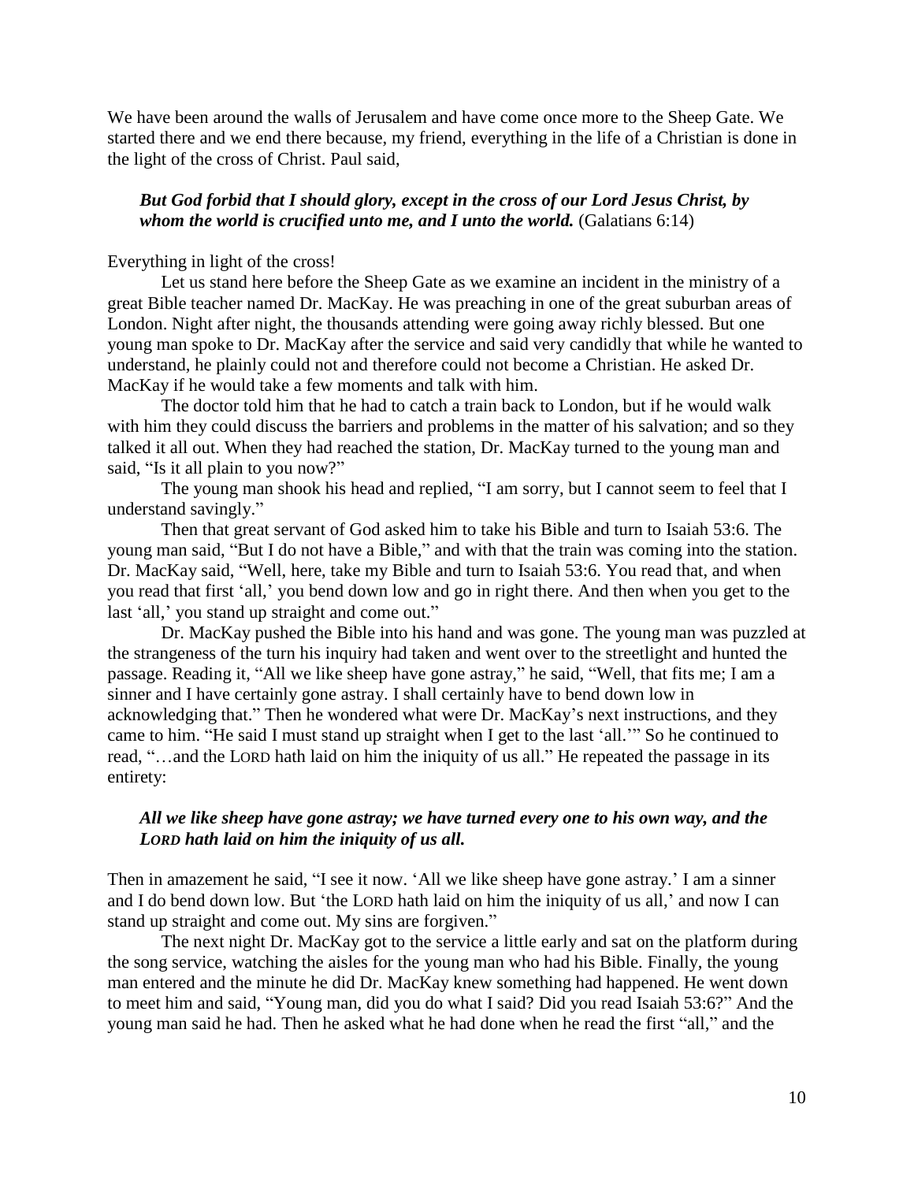We have been around the walls of Jerusalem and have come once more to the Sheep Gate. We started there and we end there because, my friend, everything in the life of a Christian is done in the light of the cross of Christ. Paul said,

> ***But God forbid that I should glory, except in the cross of our Lord Jesus Christ, by whom the world is crucified unto me, and I unto the world.*** (Galatians 6:14)

Everything in light of the cross!

Let us stand here before the Sheep Gate as we examine an incident in the ministry of a great Bible teacher named Dr. MacKay. He was preaching in one of the great suburban areas of London. Night after night, the thousands attending were going away richly blessed. But one young man spoke to Dr. MacKay after the service and said very candidly that while he wanted to understand, he plainly could not and therefore could not become a Christian. He asked Dr. MacKay if he would take a few moments and talk with him.

The doctor told him that he had to catch a train back to London, but if he would walk with him they could discuss the barriers and problems in the matter of his salvation; and so they talked it all out. When they had reached the station, Dr. MacKay turned to the young man and said, "Is it all plain to you now?"

The young man shook his head and replied, "I am sorry, but I cannot seem to feel that I understand savingly."

Then that great servant of God asked him to take his Bible and turn to Isaiah 53:6. The young man said, "But I do not have a Bible," and with that the train was coming into the station. Dr. MacKay said, "Well, here, take my Bible and turn to Isaiah 53:6. You read that, and when you read that first 'all,' you bend down low and go in right there. And then when you get to the last 'all,' you stand up straight and come out."

Dr. MacKay pushed the Bible into his hand and was gone. The young man was puzzled at the strangeness of the turn his inquiry had taken and went over to the streetlight and hunted the passage. Reading it, "All we like sheep have gone astray," he said, "Well, that fits me; I am a sinner and I have certainly gone astray. I shall certainly have to bend down low in acknowledging that." Then he wondered what were Dr. MacKay's next instructions, and they came to him. "He said I must stand up straight when I get to the last 'all.'" So he continued to read, "…and the LORD hath laid on him the iniquity of us all." He repeated the passage in its entirety:

> ***All we like sheep have gone astray; we have turned every one to his own way, and the LORD hath laid on him the iniquity of us all.***

Then in amazement he said, "I see it now. 'All we like sheep have gone astray.' I am a sinner and I do bend down low. But 'the LORD hath laid on him the iniquity of us all,' and now I can stand up straight and come out. My sins are forgiven."

The next night Dr. MacKay got to the service a little early and sat on the platform during the song service, watching the aisles for the young man who had his Bible. Finally, the young man entered and the minute he did Dr. MacKay knew something had happened. He went down to meet him and said, "Young man, did you do what I said? Did you read Isaiah 53:6?" And the young man said he had. Then he asked what he had done when he read the first "all," and the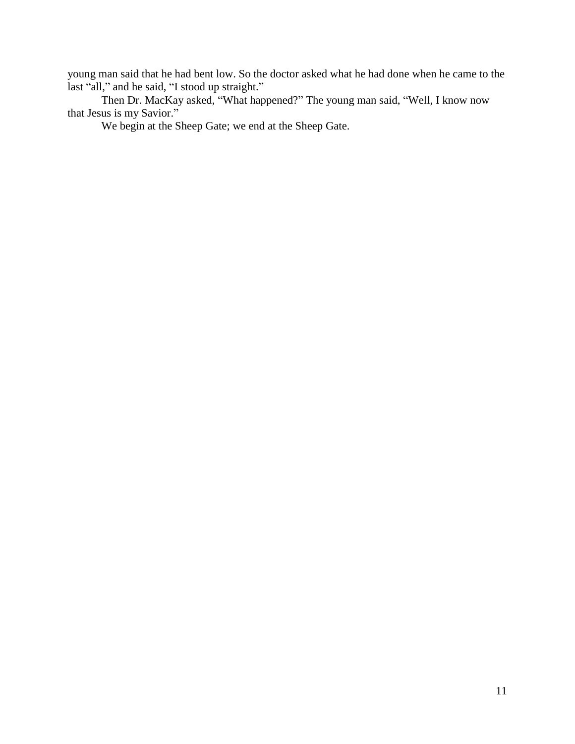young man said that he had bent low. So the doctor asked what he had done when he came to the last “all,” and he said, “I stood up straight.”

Then Dr. MacKay asked, “What happened?” The young man said, “Well, I know now that Jesus is my Savior.”

We begin at the Sheep Gate; we end at the Sheep Gate.